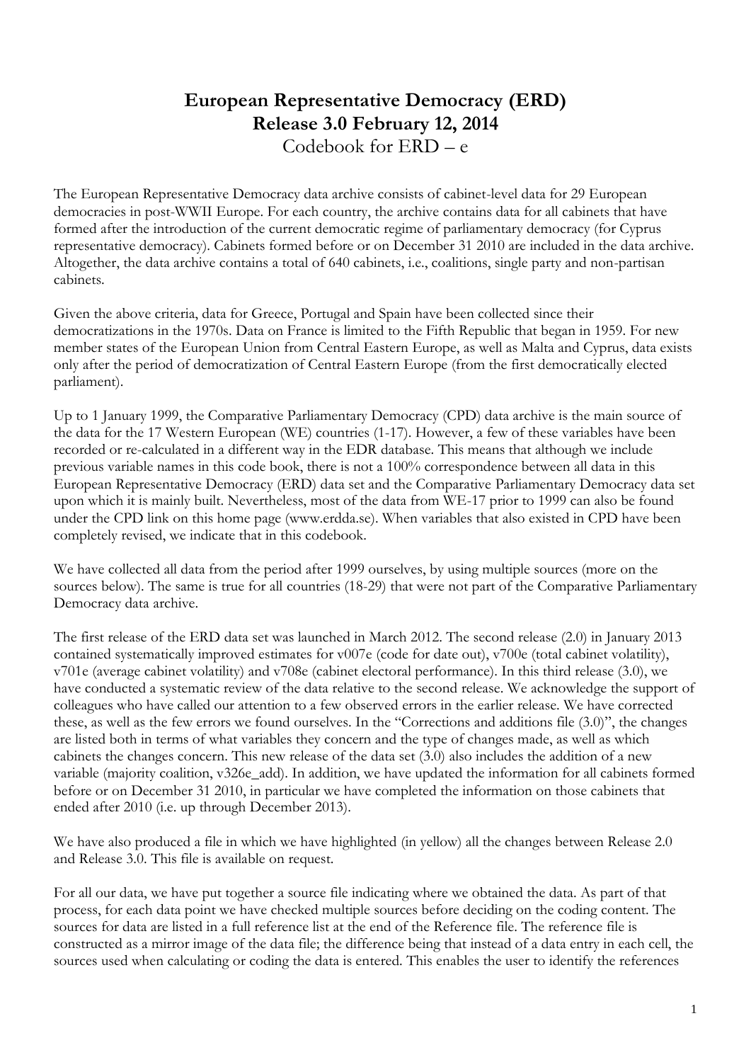# European Representative Democracy (ERD)
# Release 3.0 February 12, 2014
Codebook for ERD – e

The European Representative Democracy data archive consists of cabinet-level data for 29 European democracies in post-WWII Europe. For each country, the archive contains data for all cabinets that have formed after the introduction of the current democratic regime of parliamentary democracy (for Cyprus representative democracy). Cabinets formed before or on December 31 2010 are included in the data archive. Altogether, the data archive contains a total of 640 cabinets, i.e., coalitions, single party and non-partisan cabinets.

Given the above criteria, data for Greece, Portugal and Spain have been collected since their democratizations in the 1970s. Data on France is limited to the Fifth Republic that began in 1959. For new member states of the European Union from Central Eastern Europe, as well as Malta and Cyprus, data exists only after the period of democratization of Central Eastern Europe (from the first democratically elected parliament).

Up to 1 January 1999, the Comparative Parliamentary Democracy (CPD) data archive is the main source of the data for the 17 Western European (WE) countries (1-17). However, a few of these variables have been recorded or re-calculated in a different way in the EDR database. This means that although we include previous variable names in this code book, there is not a 100% correspondence between all data in this European Representative Democracy (ERD) data set and the Comparative Parliamentary Democracy data set upon which it is mainly built. Nevertheless, most of the data from WE-17 prior to 1999 can also be found under the CPD link on this home page (www.erdda.se). When variables that also existed in CPD have been completely revised, we indicate that in this codebook.

We have collected all data from the period after 1999 ourselves, by using multiple sources (more on the sources below). The same is true for all countries (18-29) that were not part of the Comparative Parliamentary Democracy data archive.

The first release of the ERD data set was launched in March 2012. The second release (2.0) in January 2013 contained systematically improved estimates for v007e (code for date out), v700e (total cabinet volatility), v701e (average cabinet volatility) and v708e (cabinet electoral performance). In this third release (3.0), we have conducted a systematic review of the data relative to the second release. We acknowledge the support of colleagues who have called our attention to a few observed errors in the earlier release. We have corrected these, as well as the few errors we found ourselves. In the "Corrections and additions file (3.0)", the changes are listed both in terms of what variables they concern and the type of changes made, as well as which cabinets the changes concern. This new release of the data set (3.0) also includes the addition of a new variable (majority coalition, v326e_add). In addition, we have updated the information for all cabinets formed before or on December 31 2010, in particular we have completed the information on those cabinets that ended after 2010 (i.e. up through December 2013).

We have also produced a file in which we have highlighted (in yellow) all the changes between Release 2.0 and Release 3.0. This file is available on request.

For all our data, we have put together a source file indicating where we obtained the data. As part of that process, for each data point we have checked multiple sources before deciding on the coding content. The sources for data are listed in a full reference list at the end of the Reference file. The reference file is constructed as a mirror image of the data file; the difference being that instead of a data entry in each cell, the sources used when calculating or coding the data is entered. This enables the user to identify the references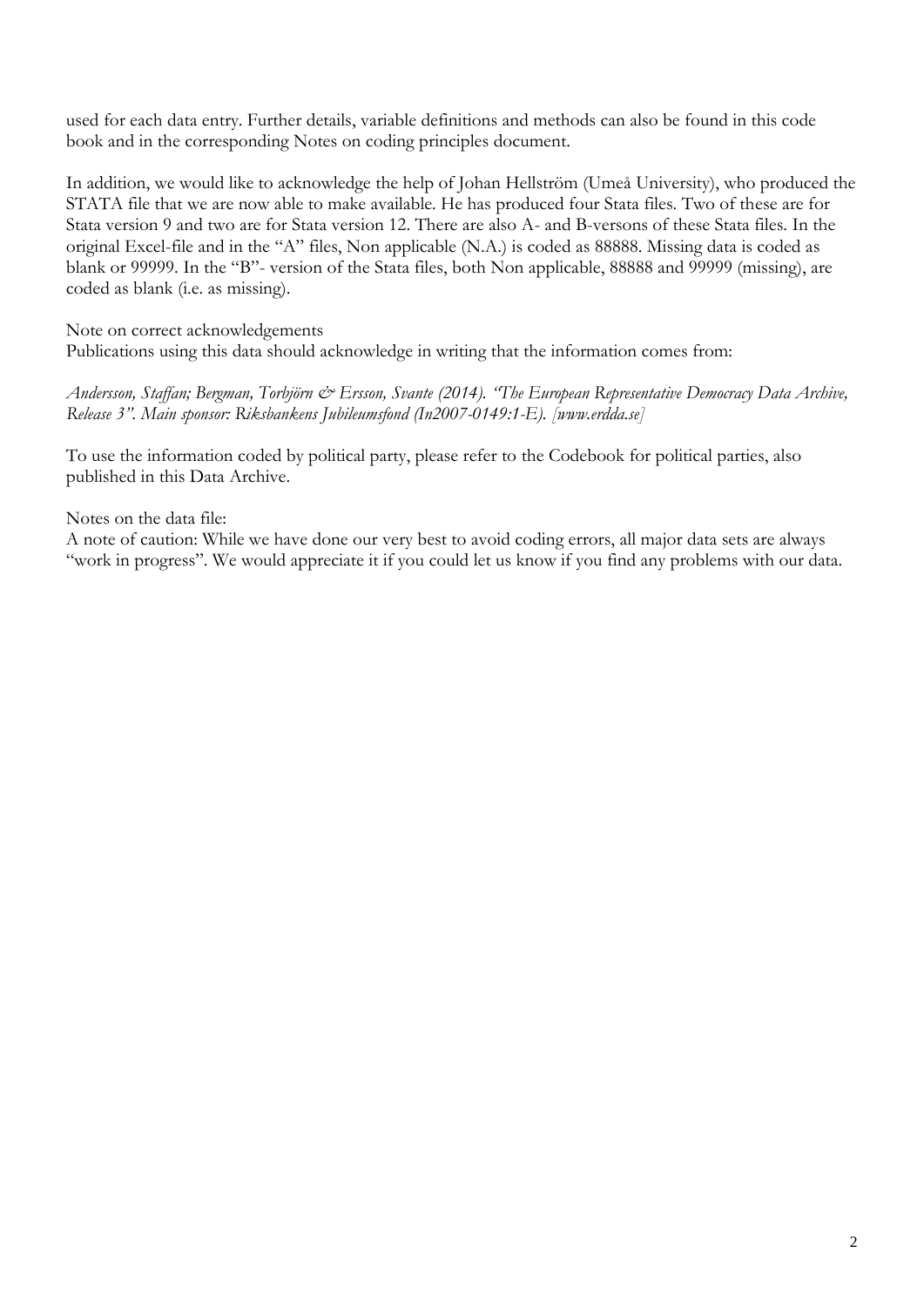used for each data entry. Further details, variable definitions and methods can also be found in this code book and in the corresponding Notes on coding principles document.

In addition, we would like to acknowledge the help of Johan Hellström (Umeå University), who produced the STATA file that we are now able to make available. He has produced four Stata files. Two of these are for Stata version 9 and two are for Stata version 12. There are also A- and B-versons of these Stata files. In the original Excel-file and in the "A" files, Non applicable (N.A.) is coded as 88888. Missing data is coded as blank or 99999. In the "B"- version of the Stata files, both Non applicable, 88888 and 99999 (missing), are coded as blank (i.e. as missing).

Note on correct acknowledgements
Publications using this data should acknowledge in writing that the information comes from:

*Andersson, Staffan; Bergman, Torbjörn & Ersson, Svante (2014). "The European Representative Democracy Data Archive, Release 3". Main sponsor: Riksbankens Jubileumsfond (In2007-0149:1-E). [www.erdda.se]*

To use the information coded by political party, please refer to the Codebook for political parties, also published in this Data Archive.

Notes on the data file:
A note of caution: While we have done our very best to avoid coding errors, all major data sets are always "work in progress". We would appreciate it if you could let us know if you find any problems with our data.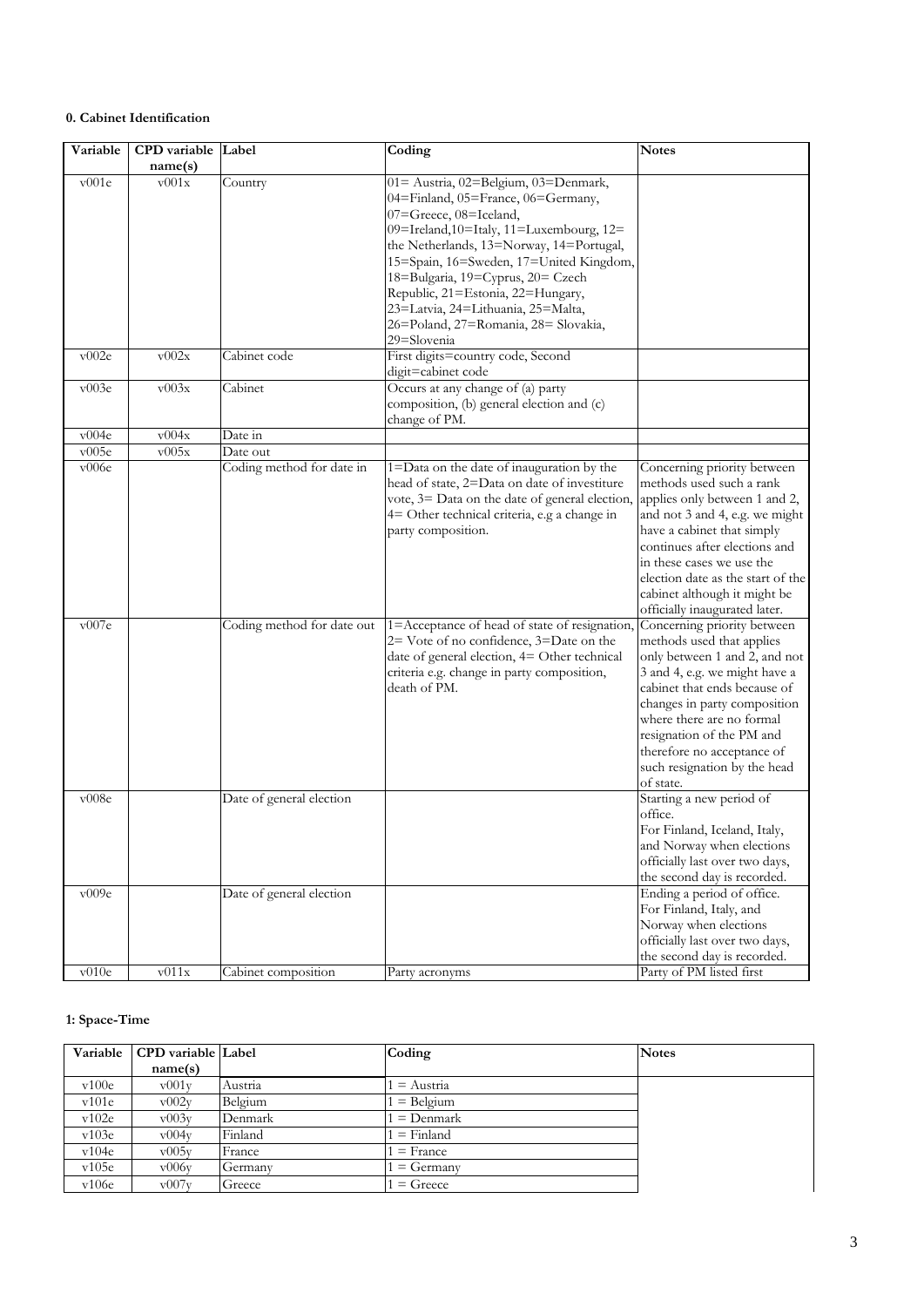**0. Cabinet Identification**

| Variable | CPD variable name(s) | Label | Coding | Notes |
|---|---|---|---|---|
| v001e | v001x | Country | 01= Austria, 02=Belgium, 03=Denmark, 04=Finland, 05=France, 06=Germany, 07=Greece, 08=Iceland, 09=Ireland,10=Italy, 11=Luxembourg, 12= the Netherlands, 13=Norway, 14=Portugal, 15=Spain, 16=Sweden, 17=United Kingdom, 18=Bulgaria, 19=Cyprus, 20= Czech Republic, 21=Estonia, 22=Hungary, 23=Latvia, 24=Lithuania, 25=Malta, 26=Poland, 27=Romania, 28= Slovakia, 29=Slovenia | |
| v002e | v002x | Cabinet code | First digits=country code, Second digit=cabinet code | |
| v003e | v003x | Cabinet | Occurs at any change of (a) party composition, (b) general election and (c) change of PM. | |
| v004e | v004x | Date in | | |
| v005e | v005x | Date out | | |
| v006e | | Coding method for date in | 1=Data on the date of inauguration by the head of state, 2=Data on date of investiture vote, 3= Data on the date of general election, 4= Other technical criteria, e.g a change in party composition. | Concerning priority between methods used such a rank applies only between 1 and 2, and not 3 and 4, e.g. we might have a cabinet that simply continues after elections and in these cases we use the election date as the start of the cabinet although it might be officially inaugurated later. |
| v007e | | Coding method for date out | 1=Acceptance of head of state of resignation, 2= Vote of no confidence, 3=Date on the date of general election, 4= Other technical criteria e.g. change in party composition, death of PM. | Concerning priority between methods used that applies only between 1 and 2, and not 3 and 4, e.g. we might have a cabinet that ends because of changes in party composition where there are no formal resignation of the PM and therefore no acceptance of such resignation by the head of state. |
| v008e | | Date of general election | | Starting a new period of office. For Finland, Iceland, Italy, and Norway when elections officially last over two days, the second day is recorded. |
| v009e | | Date of general election | | Ending a period of office. For Finland, Italy, and Norway when elections officially last over two days, the second day is recorded. |
| v010e | v011x | Cabinet composition | Party acronyms | Party of PM listed first |

**1: Space-Time**

| Variable | CPD variable name(s) | Label | Coding | Notes |
|---|---|---|---|---|
| v100e | v001y | Austria | 1 = Austria | |
| v101e | v002y | Belgium | 1 = Belgium | |
| v102e | v003y | Denmark | 1 = Denmark | |
| v103e | v004y | Finland | 1 = Finland | |
| v104e | v005y | France | 1 = France | |
| v105e | v006y | Germany | 1 = Germany | |
| v106e | v007y | Greece | 1 = Greece | |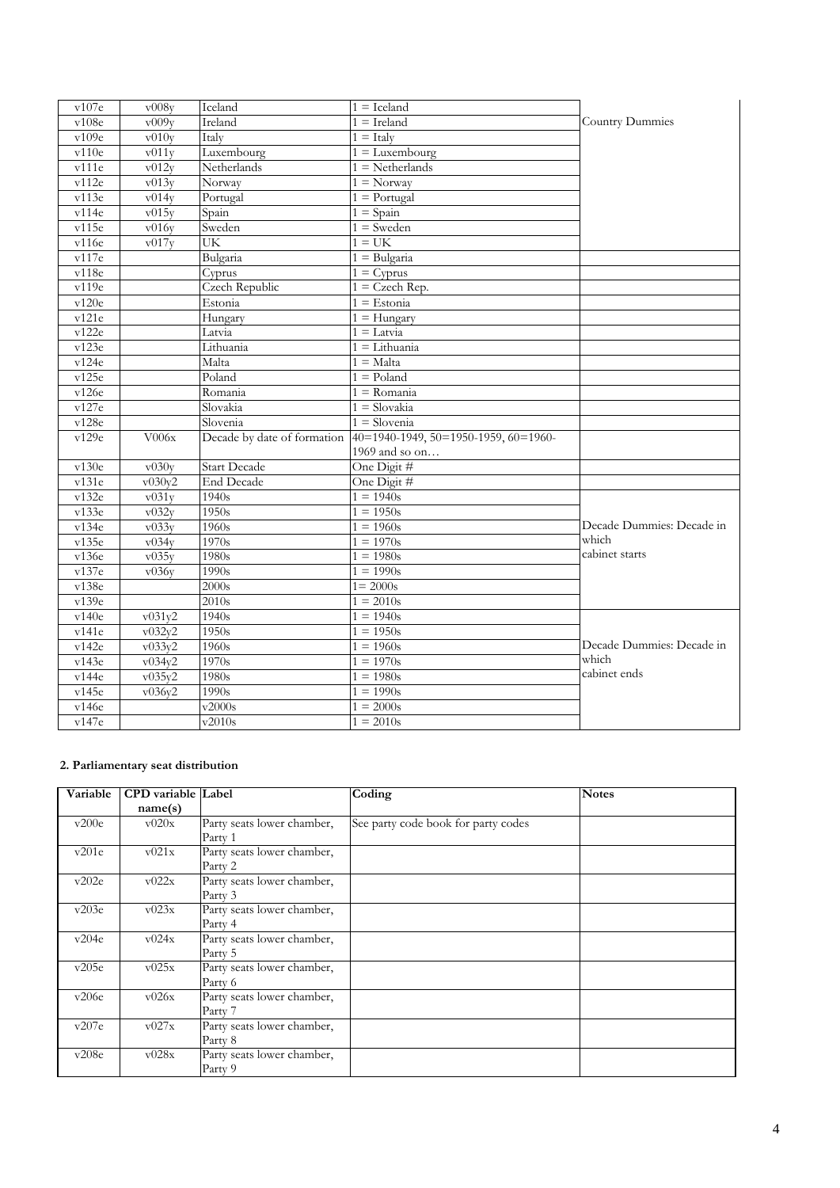| | | | | |
|---|---|---|---|---|
| v107e | v008y | Iceland | 1 = Iceland | Country Dummies |
| v108e | v009y | Ireland | 1 = Ireland | |
| v109e | v010y | Italy | 1 = Italy | |
| v110e | v011y | Luxembourg | 1 = Luxembourg | |
| v111e | v012y | Netherlands | 1 = Netherlands | |
| v112e | v013y | Norway | 1 = Norway | |
| v113e | v014y | Portugal | 1 = Portugal | |
| v114e | v015y | Spain | 1 = Spain | |
| v115e | v016y | Sweden | 1 = Sweden | |
| v116e | v017y | UK | 1 = UK | |
| v117e | | Bulgaria | 1 = Bulgaria | |
| v118e | | Cyprus | 1 = Cyprus | |
| v119e | | Czech Republic | 1 = Czech Rep. | |
| v120e | | Estonia | 1 = Estonia | |
| v121e | | Hungary | 1 = Hungary | |
| v122e | | Latvia | 1 = Latvia | |
| v123e | | Lithuania | 1 = Lithuania | |
| v124e | | Malta | 1 = Malta | |
| v125e | | Poland | 1 = Poland | |
| v126e | | Romania | 1 = Romania | |
| v127e | | Slovakia | 1 = Slovakia | |
| v128e | | Slovenia | 1 = Slovenia | |
| v129e | V006x | Decade by date of formation | 40=1940-1949, 50=1950-1959, 60=1960-1969 and so on… | |
| v130e | v030y | Start Decade | One Digit # | |
| v131e | v030y2 | End Decade | One Digit # | |
| v132e | v031y | 1940s | 1 = 1940s | Decade Dummies: Decade in which cabinet starts |
| v133e | v032y | 1950s | 1 = 1950s | |
| v134e | v033y | 1960s | 1 = 1960s | |
| v135e | v034y | 1970s | 1 = 1970s | |
| v136e | v035y | 1980s | 1 = 1980s | |
| v137e | v036y | 1990s | 1 = 1990s | |
| v138e | | 2000s | 1= 2000s | |
| v139e | | 2010s | 1 = 2010s | |
| v140e | v031y2 | 1940s | 1 = 1940s | Decade Dummies: Decade in which cabinet ends |
| v141e | v032y2 | 1950s | 1 = 1950s | |
| v142e | v033y2 | 1960s | 1 = 1960s | |
| v143e | v034y2 | 1970s | 1 = 1970s | |
| v144e | v035y2 | 1980s | 1 = 1980s | |
| v145e | v036y2 | 1990s | 1 = 1990s | |
| v146e | | v2000s | 1 = 2000s | |
| v147e | | v2010s | 1 = 2010s | |

### 2. Parliamentary seat distribution

| Variable | CPD variable name(s) | Label | Coding | Notes |
|---|---|---|---|---|
| v200e | v020x | Party seats lower chamber, Party 1 | See party code book for party codes | |
| v201e | v021x | Party seats lower chamber, Party 2 | | |
| v202e | v022x | Party seats lower chamber, Party 3 | | |
| v203e | v023x | Party seats lower chamber, Party 4 | | |
| v204e | v024x | Party seats lower chamber, Party 5 | | |
| v205e | v025x | Party seats lower chamber, Party 6 | | |
| v206e | v026x | Party seats lower chamber, Party 7 | | |
| v207e | v027x | Party seats lower chamber, Party 8 | | |
| v208e | v028x | Party seats lower chamber, Party 9 | | |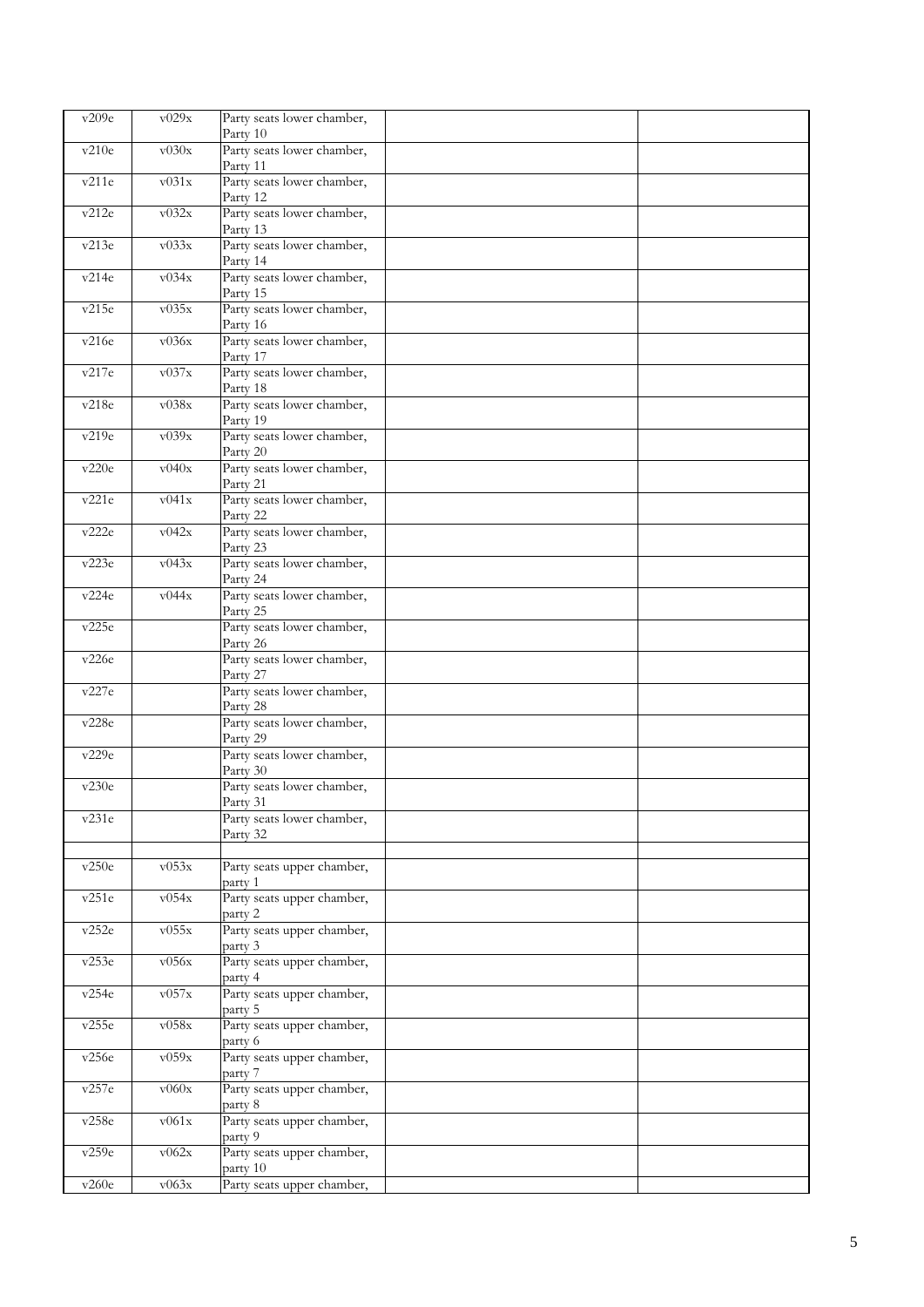| | | | | |
|---|---|---|---|---|
| v209e | v029x | Party seats lower chamber, Party 10 | | |
| v210e | v030x | Party seats lower chamber, Party 11 | | |
| v211e | v031x | Party seats lower chamber, Party 12 | | |
| v212e | v032x | Party seats lower chamber, Party 13 | | |
| v213e | v033x | Party seats lower chamber, Party 14 | | |
| v214e | v034x | Party seats lower chamber, Party 15 | | |
| v215e | v035x | Party seats lower chamber, Party 16 | | |
| v216e | v036x | Party seats lower chamber, Party 17 | | |
| v217e | v037x | Party seats lower chamber, Party 18 | | |
| v218e | v038x | Party seats lower chamber, Party 19 | | |
| v219e | v039x | Party seats lower chamber, Party 20 | | |
| v220e | v040x | Party seats lower chamber, Party 21 | | |
| v221e | v041x | Party seats lower chamber, Party 22 | | |
| v222e | v042x | Party seats lower chamber, Party 23 | | |
| v223e | v043x | Party seats lower chamber, Party 24 | | |
| v224e | v044x | Party seats lower chamber, Party 25 | | |
| v225e | | Party seats lower chamber, Party 26 | | |
| v226e | | Party seats lower chamber, Party 27 | | |
| v227e | | Party seats lower chamber, Party 28 | | |
| v228e | | Party seats lower chamber, Party 29 | | |
| v229e | | Party seats lower chamber, Party 30 | | |
| v230e | | Party seats lower chamber, Party 31 | | |
| v231e | | Party seats lower chamber, Party 32 | | |
| | | | | |
| v250e | v053x | Party seats upper chamber, party 1 | | |
| v251e | v054x | Party seats upper chamber, party 2 | | |
| v252e | v055x | Party seats upper chamber, party 3 | | |
| v253e | v056x | Party seats upper chamber, party 4 | | |
| v254e | v057x | Party seats upper chamber, party 5 | | |
| v255e | v058x | Party seats upper chamber, party 6 | | |
| v256e | v059x | Party seats upper chamber, party 7 | | |
| v257e | v060x | Party seats upper chamber, party 8 | | |
| v258e | v061x | Party seats upper chamber, party 9 | | |
| v259e | v062x | Party seats upper chamber, party 10 | | |
| v260e | v063x | Party seats upper chamber, | | |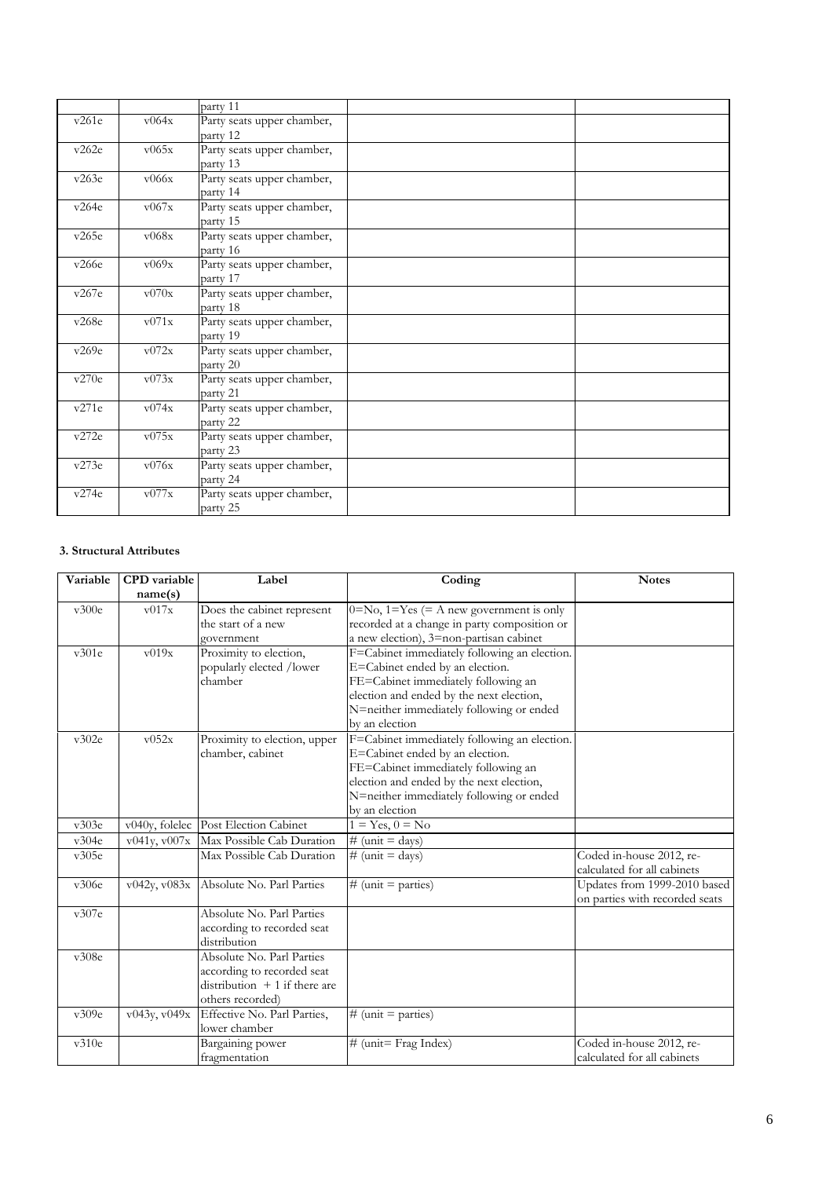| | | | | |
|---|---|---|---|---|
| | | party 11 | | |
| v261e | v064x | Party seats upper chamber, party 12 | | |
| v262e | v065x | Party seats upper chamber, party 13 | | |
| v263e | v066x | Party seats upper chamber, party 14 | | |
| v264e | v067x | Party seats upper chamber, party 15 | | |
| v265e | v068x | Party seats upper chamber, party 16 | | |
| v266e | v069x | Party seats upper chamber, party 17 | | |
| v267e | v070x | Party seats upper chamber, party 18 | | |
| v268e | v071x | Party seats upper chamber, party 19 | | |
| v269e | v072x | Party seats upper chamber, party 20 | | |
| v270e | v073x | Party seats upper chamber, party 21 | | |
| v271e | v074x | Party seats upper chamber, party 22 | | |
| v272e | v075x | Party seats upper chamber, party 23 | | |
| v273e | v076x | Party seats upper chamber, party 24 | | |
| v274e | v077x | Party seats upper chamber, party 25 | | |

### 3. Structural Attributes

| Variable | CPD variable name(s) | Label | Coding | Notes |
|---|---|---|---|---|
| v300e | v017x | Does the cabinet represent the start of a new government | 0=No, 1=Yes (= A new government is only recorded at a change in party composition or a new election), 3=non-partisan cabinet | |
| v301e | v019x | Proximity to election, popularly elected /lower chamber | F=Cabinet immediately following an election. E=Cabinet ended by an election. FE=Cabinet immediately following an election and ended by the next election, N=neither immediately following or ended by an election | |
| v302e | v052x | Proximity to election, upper chamber, cabinet | F=Cabinet immediately following an election. E=Cabinet ended by an election. FE=Cabinet immediately following an election and ended by the next election, N=neither immediately following or ended by an election | |
| v303e | v040y, folelec | Post Election Cabinet | 1 = Yes, 0 = No | |
| v304e | v041y, v007x | Max Possible Cab Duration | # (unit = days) | |
| v305e | | Max Possible Cab Duration | # (unit = days) | Coded in-house 2012, re-calculated for all cabinets |
| v306e | v042y, v083x | Absolute No. Parl Parties | # (unit = parties) | Updates from 1999-2010 based on parties with recorded seats |
| v307e | | Absolute No. Parl Parties according to recorded seat distribution | | |
| v308e | | Absolute No. Parl Parties according to recorded seat distribution + 1 if there are others recorded) | | |
| v309e | v043y, v049x | Effective No. Parl Parties, lower chamber | # (unit = parties) | |
| v310e | | Bargaining power fragmentation | # (unit= Frag Index) | Coded in-house 2012, re-calculated for all cabinets |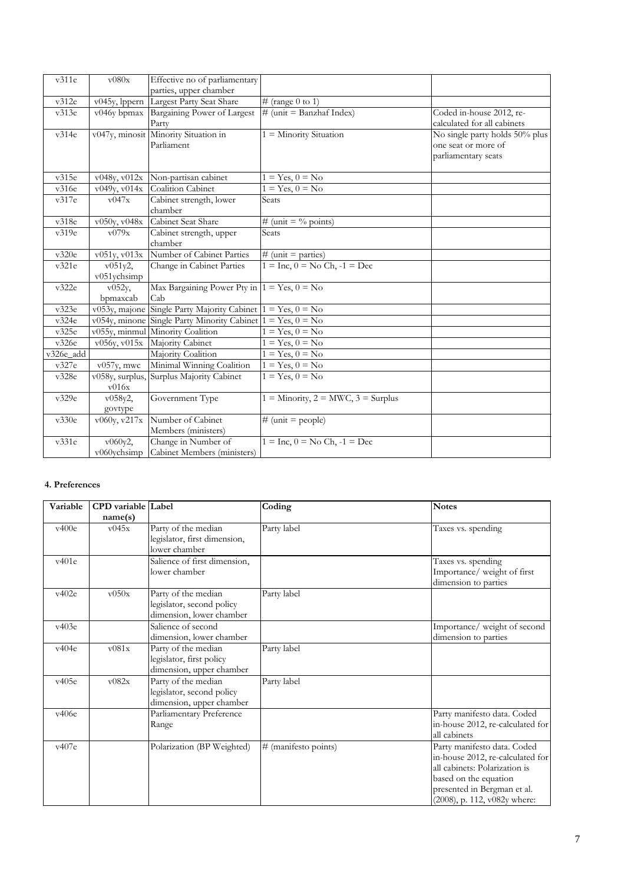| | | | | |
|---|---|---|---|---|
| v311e | v080x | Effective no of parliamentary parties, upper chamber | | |
| v312e | v045y, lppern | Largest Party Seat Share | # (range 0 to 1) | |
| v313e | v046y bpmax | Bargaining Power of Largest Party | # (unit = Banzhaf Index) | Coded in-house 2012, re-calculated for all cabinets |
| v314e | v047y, minosit | Minority Situation in Parliament | 1 = Minority Situation | No single party holds 50% plus one seat or more of parliamentary seats |
| v315e | v048y, v012x | Non-partisan cabinet | 1 = Yes, 0 = No | |
| v316e | v049y, v014x | Coalition Cabinet | 1 = Yes, 0 = No | |
| v317e | v047x | Cabinet strength, lower chamber | Seats | |
| v318e | v050y, v048x | Cabinet Seat Share | # (unit = % points) | |
| v319e | v079x | Cabinet strength, upper chamber | Seats | |
| v320e | v051y, v013x | Number of Cabinet Parties | # (unit = parties) | |
| v321e | v051y2, v051ychsimp | Change in Cabinet Parties | 1 = Inc, 0 = No Ch, -1 = Dec | |
| v322e | v052y, bpmaxcab | Max Bargaining Power Pty in Cab | 1 = Yes, 0 = No | |
| v323e | v053y, majone | Single Party Majority Cabinet | 1 = Yes, 0 = No | |
| v324e | v054y, minone | Single Party Minority Cabinet | 1 = Yes, 0 = No | |
| v325e | v055y, minmul | Minority Coalition | 1 = Yes, 0 = No | |
| v326e | v056y, v015x | Majority Cabinet | 1 = Yes, 0 = No | |
| v326e_add | | Majority Coalition | 1 = Yes, 0 = No | |
| v327e | v057y, mwc | Minimal Winning Coalition | 1 = Yes, 0 = No | |
| v328e | v058y, surplus, v016x | Surplus Majority Cabinet | 1 = Yes, 0 = No | |
| v329e | v058y2, govtype | Government Type | 1 = Minority, 2 = MWC, 3 = Surplus | |
| v330e | v060y, v217x | Number of Cabinet Members (ministers) | # (unit = people) | |
| v331e | v060y2, v060ychsimp | Change in Number of Cabinet Members (ministers) | 1 = Inc, 0 = No Ch, -1 = Dec | |

#### 4. Preferences

| Variable | CPD variable name(s) | Label | Coding | Notes |
|---|---|---|---|---|
| v400e | v045x | Party of the median legislator, first dimension, lower chamber | Party label | Taxes vs. spending |
| v401e | | Salience of first dimension, lower chamber | | Taxes vs. spending Importance/ weight of first dimension to parties |
| v402e | v050x | Party of the median legislator, second policy dimension, lower chamber | Party label | |
| v403e | | Salience of second dimension, lower chamber | | Importance/ weight of second dimension to parties |
| v404e | v081x | Party of the median legislator, first policy dimension, upper chamber | Party label | |
| v405e | v082x | Party of the median legislator, second policy dimension, upper chamber | Party label | |
| v406e | | Parliamentary Preference Range | | Party manifesto data. Coded in-house 2012, re-calculated for all cabinets |
| v407e | | Polarization (BP Weighted) | # (manifesto points) | Party manifesto data. Coded in-house 2012, re-calculated for all cabinets: Polarization is based on the equation presented in Bergman et al. (2008), p. 112, v082y where: |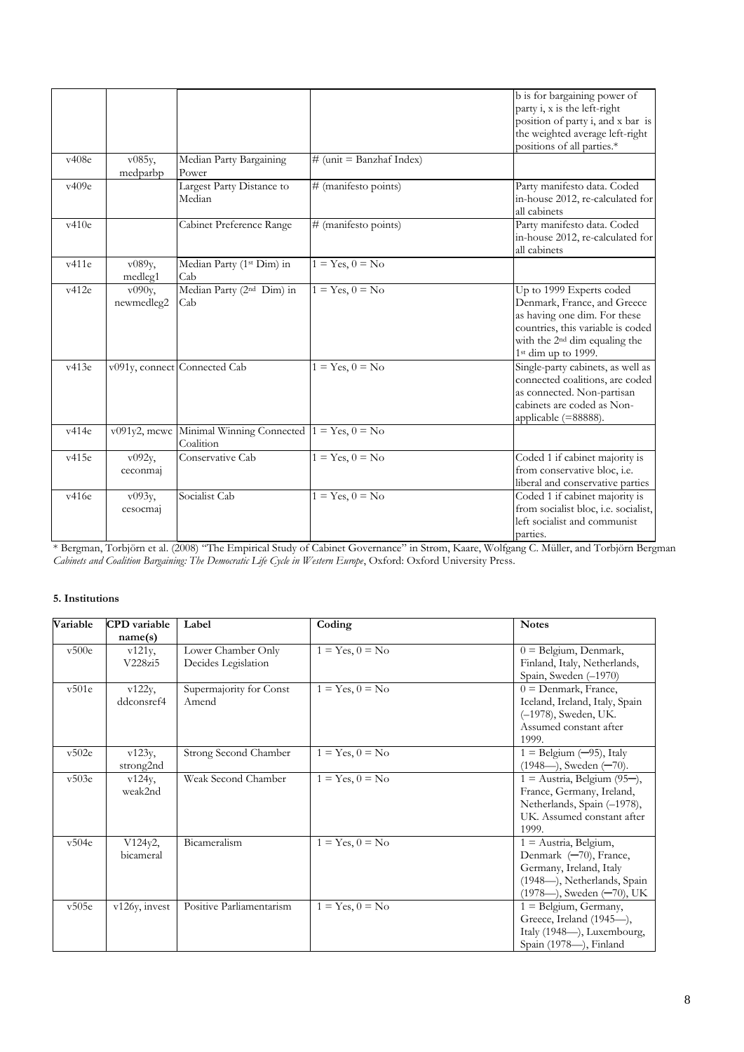| | | | | |
|---|---|---|---|---|
| | | | | b is for bargaining power of party i, x is the left-right position of party i, and x bar is the weighted average left-right positions of all parties.* |
| v408e | v085y, medparbp | Median Party Bargaining Power | # (unit = Banzhaf Index) | |
| v409e | | Largest Party Distance to Median | # (manifesto points) | Party manifesto data. Coded in-house 2012, re-calculated for all cabinets |
| v410e | | Cabinet Preference Range | # (manifesto points) | Party manifesto data. Coded in-house 2012, re-calculated for all cabinets |
| v411e | v089y, medleg1 | Median Party (1st Dim) in Cab | 1 = Yes, 0 = No | |
| v412e | v090y, newmedleg2 | Median Party (2nd Dim) in Cab | 1 = Yes, 0 = No | Up to 1999 Experts coded Denmark, France, and Greece as having one dim. For these countries, this variable is coded with the 2nd dim equaling the 1st dim up to 1999. |
| v413e | v091y, connect | Connected Cab | 1 = Yes, 0 = No | Single-party cabinets, as well as connected coalitions, are coded as connected. Non-partisan cabinets are coded as Non-applicable (=88888). |
| v414e | v091y2, mcwc | Minimal Winning Connected Coalition | 1 = Yes, 0 = No | |
| v415e | v092y, ceconmaj | Conservative Cab | 1 = Yes, 0 = No | Coded 1 if cabinet majority is from conservative bloc, i.e. liberal and conservative parties |
| v416e | v093y, cesocmaj | Socialist Cab | 1 = Yes, 0 = No | Coded 1 if cabinet majority is from socialist bloc, i.e. socialist, left socialist and communist parties. |

* Bergman, Torbjörn et al. (2008) "The Empirical Study of Cabinet Governance" in Strøm, Kaare, Wolfgang C. Müller, and Torbjörn Bergman *Cabinets and Coalition Bargaining: The Democratic Life Cycle in Western Europe*, Oxford: Oxford University Press.

**5. Institutions**

| Variable | CPD variable name(s) | Label | Coding | Notes |
|---|---|---|---|---|
| v500e | v121y, V228zi5 | Lower Chamber Only Decides Legislation | 1 = Yes, 0 = No | 0 = Belgium, Denmark, Finland, Italy, Netherlands, Spain, Sweden (–1970) |
| v501e | v122y, ddconsref4 | Supermajority for Const Amend | 1 = Yes, 0 = No | 0 = Denmark, France, Iceland, Ireland, Italy, Spain (–1978), Sweden, UK. Assumed constant after 1999. |
| v502e | v123y, strong2nd | Strong Second Chamber | 1 = Yes, 0 = No | 1 = Belgium (–95), Italy (1948—), Sweden (–70). |
| v503e | v124y, weak2nd | Weak Second Chamber | 1 = Yes, 0 = No | 1 = Austria, Belgium (95–), France, Germany, Ireland, Netherlands, Spain (–1978), UK. Assumed constant after 1999. |
| v504e | V124y2, bicameral | Bicameralism | 1 = Yes, 0 = No | 1 = Austria, Belgium, Denmark (–70), France, Germany, Ireland, Italy (1948—), Netherlands, Spain (1978—), Sweden (–70), UK |
| v505e | v126y, invest | Positive Parliamentarism | 1 = Yes, 0 = No | 1 = Belgium, Germany, Greece, Ireland (1945—), Italy (1948—), Luxembourg, Spain (1978—), Finland |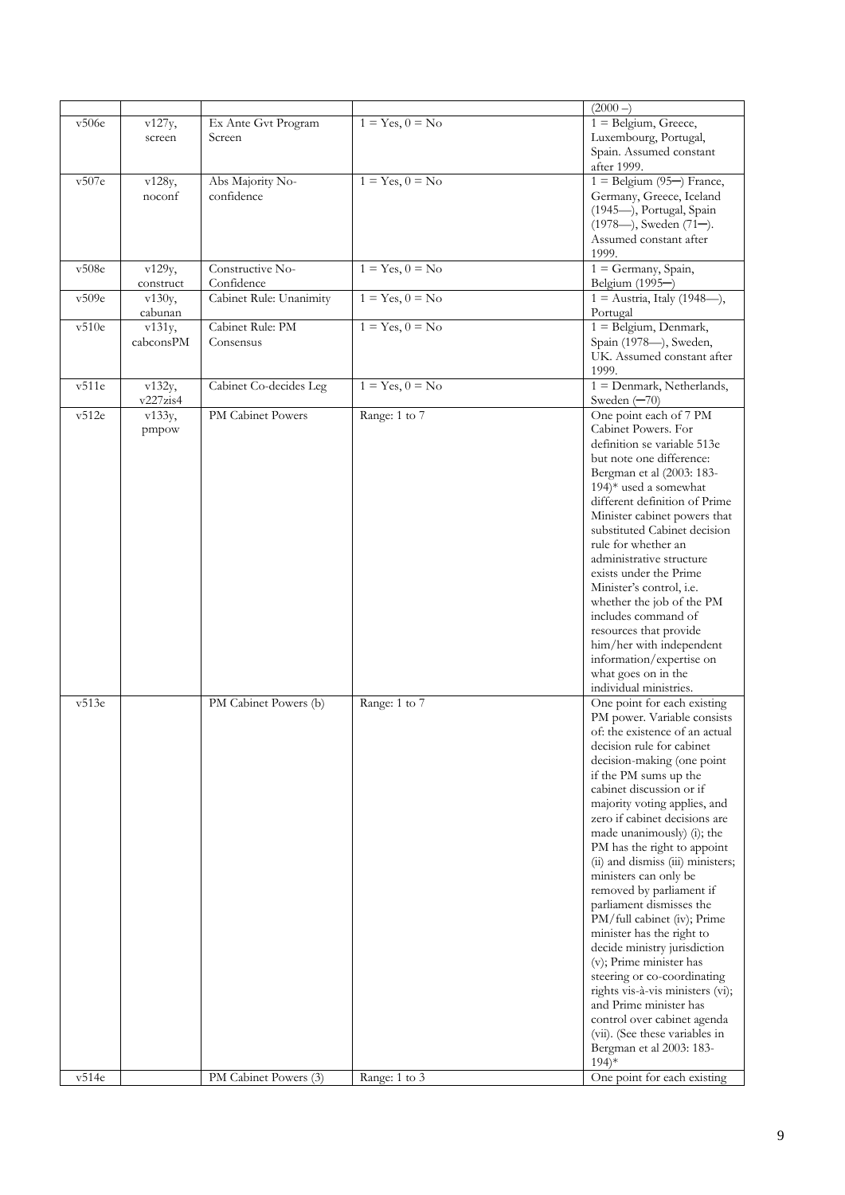| | | | | |
|---|---|---|---|---|
| | | | | (2000 –) |
| v506e | v127y, screen | Ex Ante Gvt Program Screen | 1 = Yes, 0 = No | 1 = Belgium, Greece, Luxembourg, Portugal, Spain. Assumed constant after 1999. |
| v507e | v128y, noconf | Abs Majority No-confidence | 1 = Yes, 0 = No | 1 = Belgium (95—) France, Germany, Greece, Iceland (1945—), Portugal, Spain (1978—), Sweden (71—). Assumed constant after 1999. |
| v508e | v129y, construct | Constructive No-Confidence | 1 = Yes, 0 = No | 1 = Germany, Spain, Belgium (1995—) |
| v509e | v130y, cabunan | Cabinet Rule: Unanimity | 1 = Yes, 0 = No | 1 = Austria, Italy (1948—), Portugal |
| v510e | v131y, cabconsPM | Cabinet Rule: PM Consensus | 1 = Yes, 0 = No | 1 = Belgium, Denmark, Spain (1978—), Sweden, UK. Assumed constant after 1999. |
| v511e | v132y, v227zis4 | Cabinet Co-decides Leg | 1 = Yes, 0 = No | 1 = Denmark, Netherlands, Sweden (—70) |
| v512e | v133y, pmpow | PM Cabinet Powers | Range: 1 to 7 | One point each of 7 PM Cabinet Powers. For definition se variable 513e but note one difference: Bergman et al (2003: 183-194)* used a somewhat different definition of Prime Minister cabinet powers that substituted Cabinet decision rule for whether an administrative structure exists under the Prime Minister's control, i.e. whether the job of the PM includes command of resources that provide him/her with independent information/expertise on what goes on in the individual ministries. |
| v513e | | PM Cabinet Powers (b) | Range: 1 to 7 | One point for each existing PM power. Variable consists of: the existence of an actual decision rule for cabinet decision-making (one point if the PM sums up the cabinet discussion or if majority voting applies, and zero if cabinet decisions are made unanimously) (i); the PM has the right to appoint (ii) and dismiss (iii) ministers; ministers can only be removed by parliament if parliament dismisses the PM/full cabinet (iv); Prime minister has the right to decide ministry jurisdiction (v); Prime minister has steering or co-coordinating rights vis-à-vis ministers (vi); and Prime minister has control over cabinet agenda (vii). (See these variables in Bergman et al 2003: 183-194)* |
| v514e | | PM Cabinet Powers (3) | Range: 1 to 3 | One point for each existing |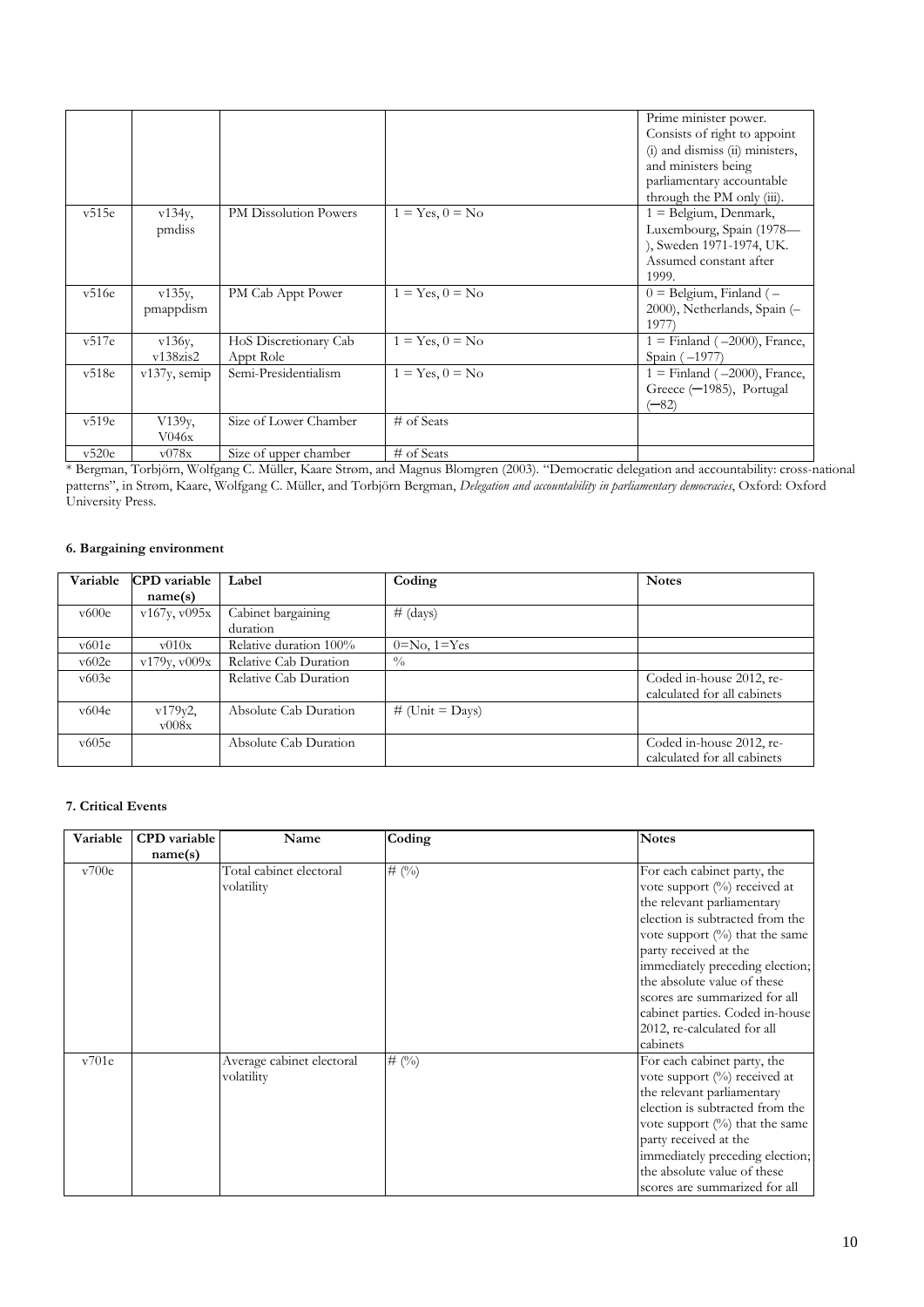| | | | | |
|---|---|---|---|---|
| | | | | Prime minister power. Consists of right to appoint (i) and dismiss (ii) ministers, and ministers being parliamentary accountable through the PM only (iii). |
| v515e | v134y, pmdiss | PM Dissolution Powers | 1 = Yes, 0 = No | 1 = Belgium, Denmark, Luxembourg, Spain (1978—), Sweden 1971-1974, UK. Assumed constant after 1999. |
| v516e | v135y, pmappdism | PM Cab Appt Power | 1 = Yes, 0 = No | 0 = Belgium, Finland ( –2000), Netherlands, Spain (–1977) |
| v517e | v136y, v138zis2 | HoS Discretionary Cab Appt Role | 1 = Yes, 0 = No | 1 = Finland ( –2000), France, Spain ( –1977) |
| v518e | v137y, semip | Semi-Presidentialism | 1 = Yes, 0 = No | 1 = Finland ( –2000), France, Greece (—1985), Portugal (—82) |
| v519e | V139y, V046x | Size of Lower Chamber | # of Seats | |
| v520e | v078x | Size of upper chamber | # of Seats | |

* Bergman, Torbjörn, Wolfgang C. Müller, Kaare Strøm, and Magnus Blomgren (2003). "Democratic delegation and accountability: cross-national patterns", in Strøm, Kaare, Wolfgang C. Müller, and Torbjörn Bergman, *Delegation and accountability in parliamentary democracies*, Oxford: Oxford University Press.

#### 6. Bargaining environment

| Variable | CPD variable name(s) | Label | Coding | Notes |
|---|---|---|---|---|
| v600e | v167y, v095x | Cabinet bargaining duration | # (days) | |
| v601e | v010x | Relative duration 100% | 0=No, 1=Yes | |
| v602e | v179y, v009x | Relative Cab Duration | % | |
| v603e | | Relative Cab Duration | | Coded in-house 2012, re-calculated for all cabinets |
| v604e | v179y2, v008x | Absolute Cab Duration | # (Unit = Days) | |
| v605e | | Absolute Cab Duration | | Coded in-house 2012, re-calculated for all cabinets |

#### 7. Critical Events

| Variable | CPD variable name(s) | Name | Coding | Notes |
|---|---|---|---|---|
| v700e | | Total cabinet electoral volatility | # (%) | For each cabinet party, the vote support (%) received at the relevant parliamentary election is subtracted from the vote support (%) that the same party received at the immediately preceding election; the absolute value of these scores are summarized for all cabinet parties. Coded in-house 2012, re-calculated for all cabinets |
| v701e | | Average cabinet electoral volatility | # (%) | For each cabinet party, the vote support (%) received at the relevant parliamentary election is subtracted from the vote support (%) that the same party received at the immediately preceding election; the absolute value of these scores are summarized for all |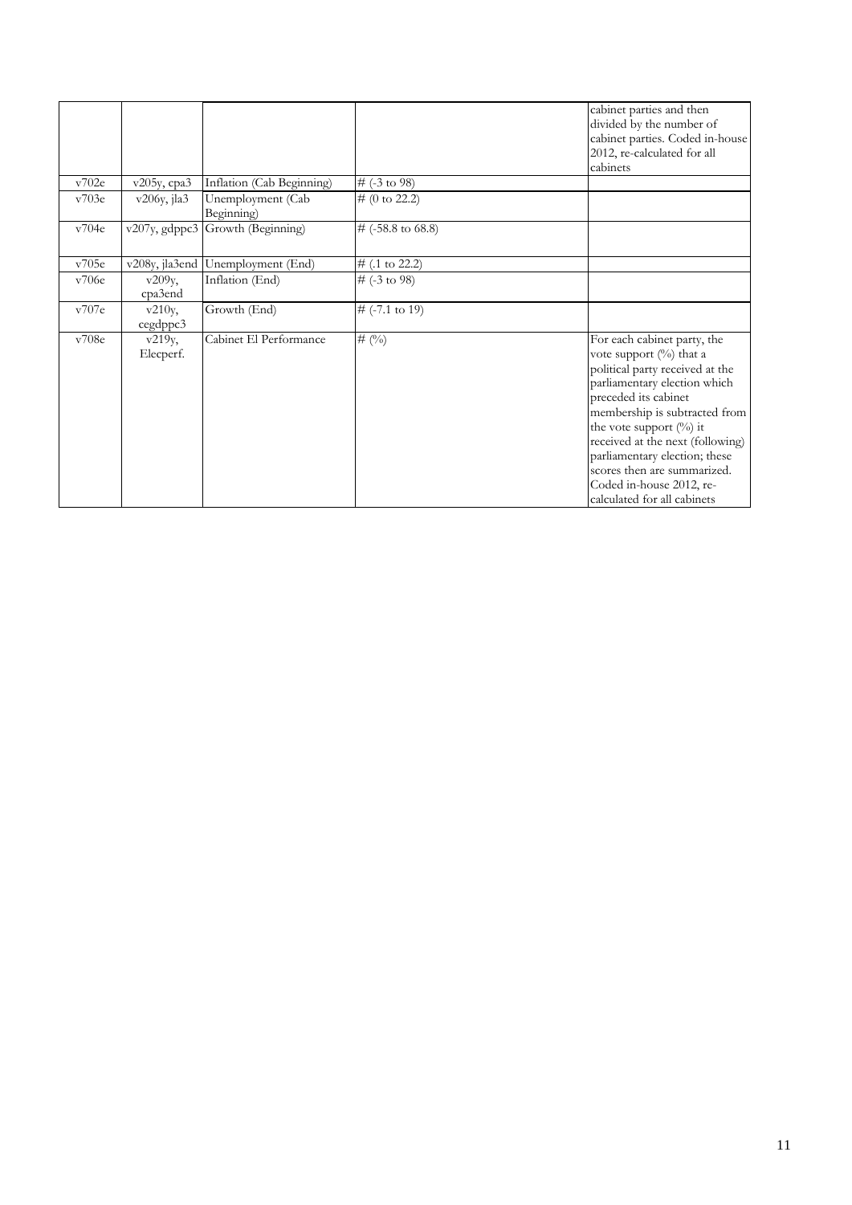| | | | | |
|---|---|---|---|---|
| | | | | cabinet parties and then divided by the number of cabinet parties. Coded in-house 2012, re-calculated for all cabinets |
| v702e | v205y, cpa3 | Inflation (Cab Beginning) | # (-3 to 98) | |
| v703e | v206y, jla3 | Unemployment (Cab Beginning) | # (0 to 22.2) | |
| v704e | v207y, gdppc3 | Growth (Beginning) | # (-58.8 to 68.8) | |
| v705e | v208y, jla3end | Unemployment (End) | # (.1 to 22.2) | |
| v706e | v209y, cpa3end | Inflation (End) | # (-3 to 98) | |
| v707e | v210y, cegdppc3 | Growth (End) | # (-7.1 to 19) | |
| v708e | v219y, Elecperf. | Cabinet El Performance | # (%) | For each cabinet party, the vote support (%) that a political party received at the parliamentary election which preceded its cabinet membership is subtracted from the vote support (%) it received at the next (following) parliamentary election; these scores then are summarized. Coded in-house 2012, re-calculated for all cabinets |